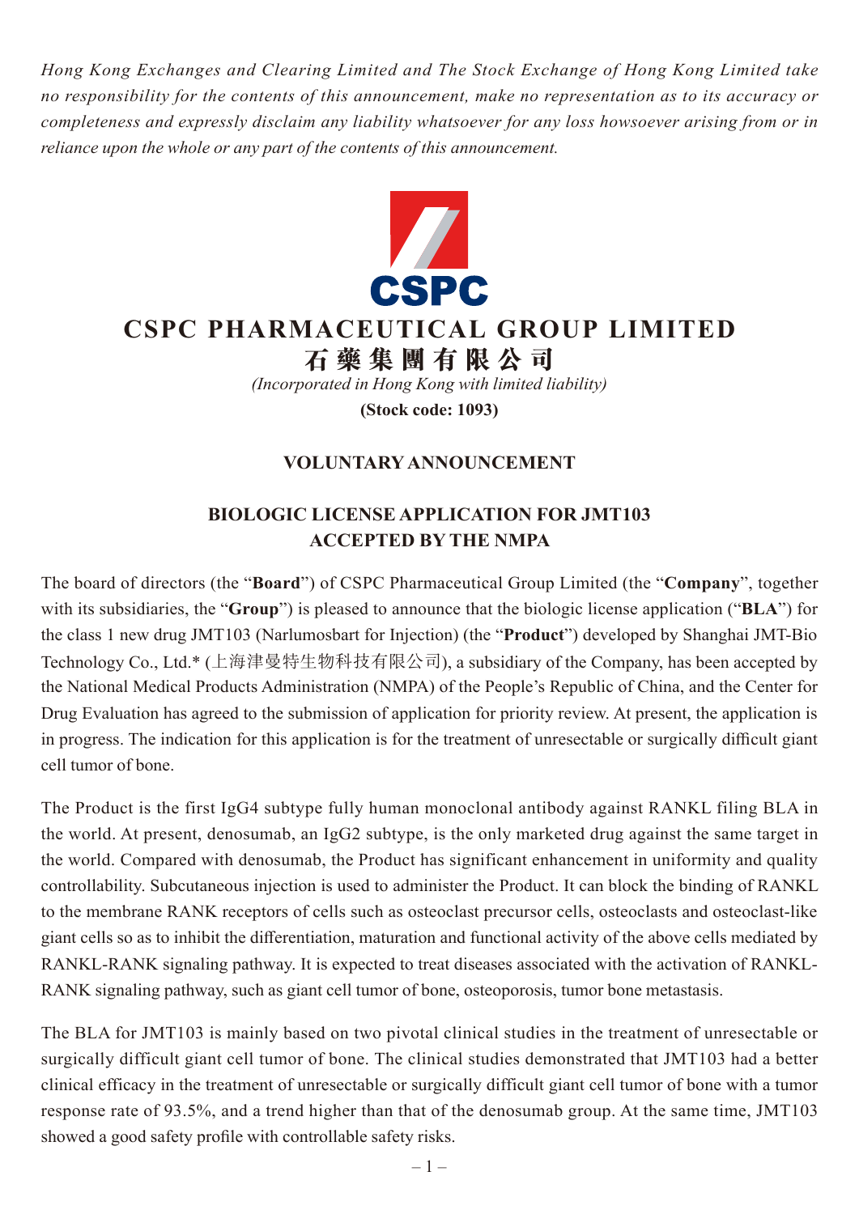*Hong Kong Exchanges and Clearing Limited and The Stock Exchange of Hong Kong Limited take no responsibility for the contents of this announcement, make no representation as to its accuracy or completeness and expressly disclaim any liability whatsoever for any loss howsoever arising from or in reliance upon the whole or any part of the contents of this announcement.*

# CSPC PHARMACEUTICAL GROUP LIMITED

# 石藥集團有限公司

*(Incorporated in Hong Kong with limited liability)*

**(Stock code: 1093)**

## VOLUNTARY ANNOUNCEMENT

## BIOLOGIC LICENSE APPLICATION FOR JMT103 ACCEPTED BY THE NMPA

The board of directors (the "**Board**") of CSPC Pharmaceutical Group Limited (the "**Company**", together with its subsidiaries, the "**Group**") is pleased to announce that the biologic license application ("**BLA**") for the class 1 new drug JMT103 (Narlumosbart for Injection) (the "**Product**") developed by Shanghai JMT-Bio Technology Co., Ltd.* (上海津曼特生物科技有限公司), a subsidiary of the Company, has been accepted by the National Medical Products Administration (NMPA) of the People's Republic of China, and the Center for Drug Evaluation has agreed to the submission of application for priority review. At present, the application is in progress. The indication for this application is for the treatment of unresectable or surgically difficult giant cell tumor of bone.

The Product is the first IgG4 subtype fully human monoclonal antibody against RANKL filing BLA in the world. At present, denosumab, an IgG2 subtype, is the only marketed drug against the same target in the world. Compared with denosumab, the Product has significant enhancement in uniformity and quality controllability. Subcutaneous injection is used to administer the Product. It can block the binding of RANKL to the membrane RANK receptors of cells such as osteoclast precursor cells, osteoclasts and osteoclast-like giant cells so as to inhibit the differentiation, maturation and functional activity of the above cells mediated by RANKL-RANK signaling pathway. It is expected to treat diseases associated with the activation of RANKL-RANK signaling pathway, such as giant cell tumor of bone, osteoporosis, tumor bone metastasis.

The BLA for JMT103 is mainly based on two pivotal clinical studies in the treatment of unresectable or surgically difficult giant cell tumor of bone. The clinical studies demonstrated that JMT103 had a better clinical efficacy in the treatment of unresectable or surgically difficult giant cell tumor of bone with a tumor response rate of 93.5%, and a trend higher than that of the denosumab group. At the same time, JMT103 showed a good safety profile with controllable safety risks.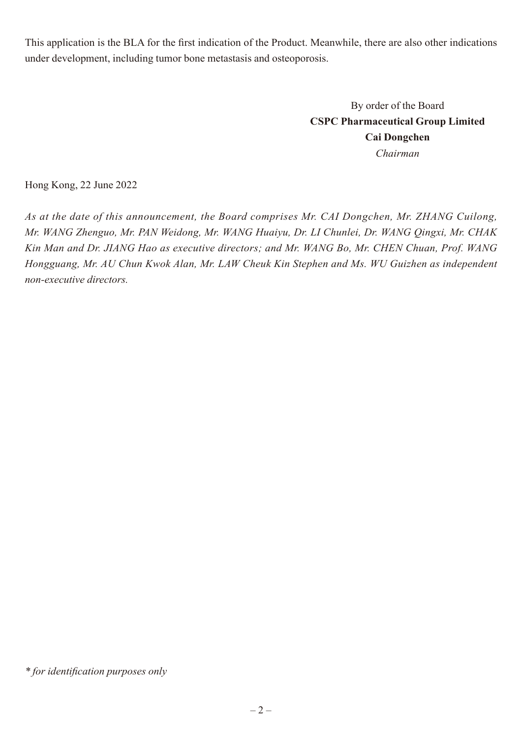This application is the BLA for the first indication of the Product. Meanwhile, there are also other indications under development, including tumor bone metastasis and osteoporosis.

By order of the Board
**CSPC Pharmaceutical Group Limited**
**Cai Dongchen**
*Chairman*

Hong Kong, 22 June 2022

*As at the date of this announcement, the Board comprises Mr. CAI Dongchen, Mr. ZHANG Cuilong, Mr. WANG Zhenguo, Mr. PAN Weidong, Mr. WANG Huaiyu, Dr. LI Chunlei, Dr. WANG Qingxi, Mr. CHAK Kin Man and Dr. JIANG Hao as executive directors; and Mr. WANG Bo, Mr. CHEN Chuan, Prof. WANG Hongguang, Mr. AU Chun Kwok Alan, Mr. LAW Cheuk Kin Stephen and Ms. WU Guizhen as independent non-executive directors.*

*\* for identification purposes only*